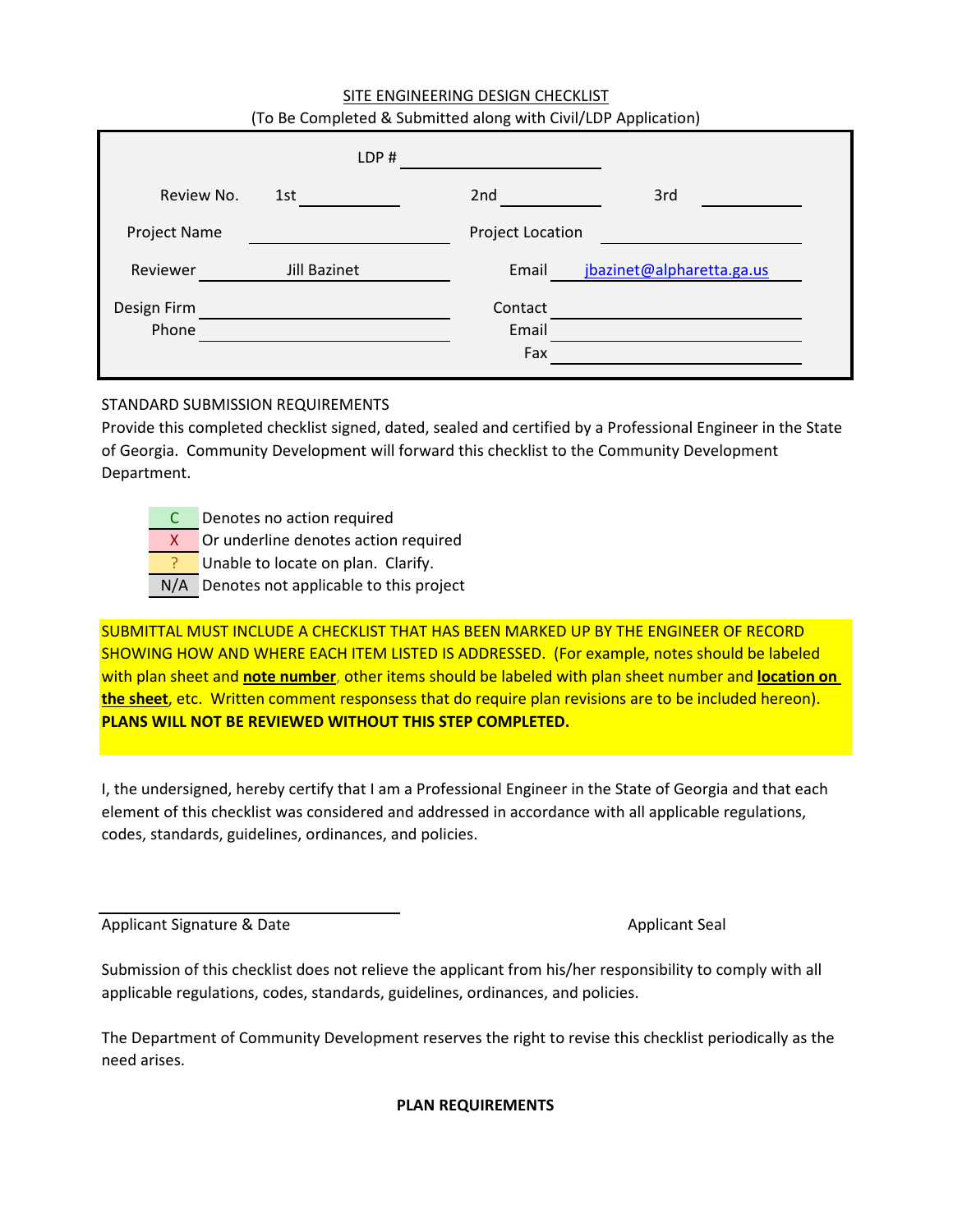# SITE ENGINEERING DESIGN CHECKLIST

(To Be Completed & Submitted along with Civil/LDP Application)

| | | | | | |
|---|---|---|---|---|---|
| | | LDP # | | | |
| Review No. | 1st | | 2nd | 3rd | |
| Project Name | | | Project Location | | |
| Reviewer | Jill Bazinet | | Email | jbazinet@alpharetta.ga.us | |
| Design Firm | | | Contact | | |
| Phone | | | Email | | |
| | | | Fax | | |

STANDARD SUBMISSION REQUIREMENTS

Provide this completed checklist signed, dated, sealed and certified by a Professional Engineer in the State of Georgia. Community Development will forward this checklist to the Community Development Department.

| | |
|---|---|
| C | Denotes no action required |
| X | Or underline denotes action required |
| ? | Unable to locate on plan. Clarify. |
| N/A | Denotes not applicable to this project |

SUBMITTAL MUST INCLUDE A CHECKLIST THAT HAS BEEN MARKED UP BY THE ENGINEER OF RECORD SHOWING HOW AND WHERE EACH ITEM LISTED IS ADDRESSED. (For example, notes should be labeled with plan sheet and **note number**, other items should be labeled with plan sheet number and **location on the sheet**, etc. Written comment responsess that do require plan revisions are to be included hereon). **PLANS WILL NOT BE REVIEWED WITHOUT THIS STEP COMPLETED.**

I, the undersigned, hereby certify that I am a Professional Engineer in the State of Georgia and that each element of this checklist was considered and addressed in accordance with all applicable regulations, codes, standards, guidelines, ordinances, and policies.

Applicant Signature & Date

Applicant Seal

Submission of this checklist does not relieve the applicant from his/her responsibility to comply with all applicable regulations, codes, standards, guidelines, ordinances, and policies.

The Department of Community Development reserves the right to revise this checklist periodically as the need arises.

**PLAN REQUIREMENTS**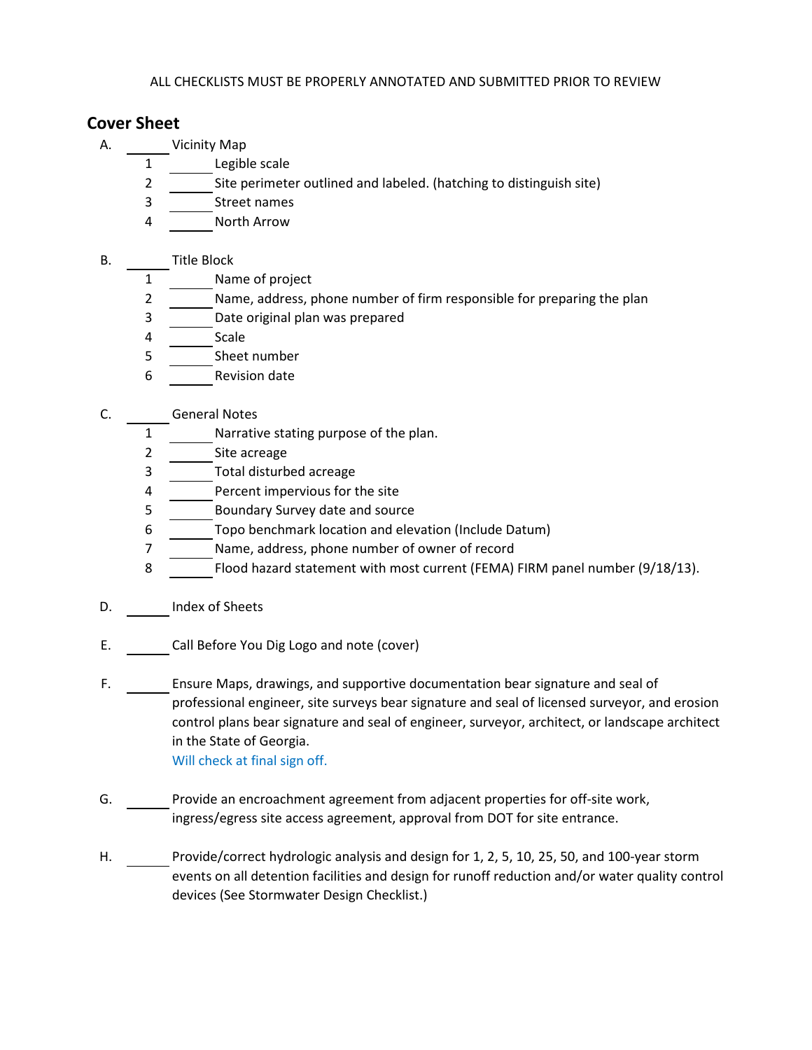ALL CHECKLISTS MUST BE PROPERLY ANNOTATED AND SUBMITTED PRIOR TO REVIEW

## Cover Sheet

A. ______ Vicinity Map
   1 ______ Legible scale
   2 ______ Site perimeter outlined and labeled. (hatching to distinguish site)
   3 ______ Street names
   4 ______ North Arrow

B. ______ Title Block
   1 ______ Name of project
   2 ______ Name, address, phone number of firm responsible for preparing the plan
   3 ______ Date original plan was prepared
   4 ______ Scale
   5 ______ Sheet number
   6 ______ Revision date

C. ______ General Notes
   1 ______ Narrative stating purpose of the plan.
   2 ______ Site acreage
   3 ______ Total disturbed acreage
   4 ______ Percent impervious for the site
   5 ______ Boundary Survey date and source
   6 ______ Topo benchmark location and elevation (Include Datum)
   7 ______ Name, address, phone number of owner of record
   8 ______ Flood hazard statement with most current (FEMA) FIRM panel number (9/18/13).

D. ______ Index of Sheets

E. ______ Call Before You Dig Logo and note (cover)

F. ______ Ensure Maps, drawings, and supportive documentation bear signature and seal of professional engineer, site surveys bear signature and seal of licensed surveyor, and erosion control plans bear signature and seal of engineer, surveyor, architect, or landscape architect in the State of Georgia.
   Will check at final sign off.

G. ______ Provide an encroachment agreement from adjacent properties for off-site work, ingress/egress site access agreement, approval from DOT for site entrance.

H. ______ Provide/correct hydrologic analysis and design for 1, 2, 5, 10, 25, 50, and 100-year storm events on all detention facilities and design for runoff reduction and/or water quality control devices (See Stormwater Design Checklist.)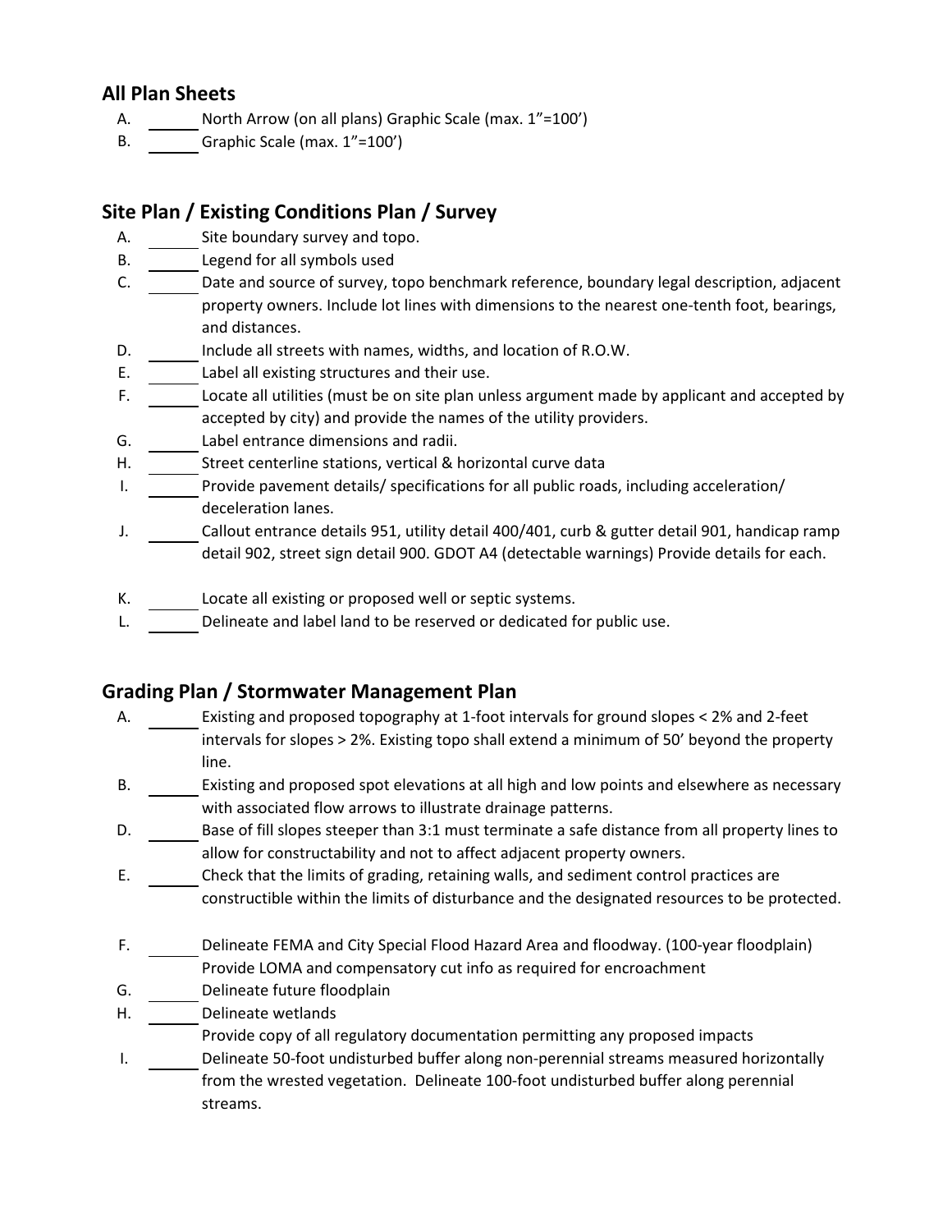## All Plan Sheets

A. ______ North Arrow (on all plans) Graphic Scale (max. 1"=100')

B. ______ Graphic Scale (max. 1"=100')

## Site Plan / Existing Conditions Plan / Survey

A. ______ Site boundary survey and topo.

B. ______ Legend for all symbols used

C. ______ Date and source of survey, topo benchmark reference, boundary legal description, adjacent property owners. Include lot lines with dimensions to the nearest one-tenth foot, bearings, and distances.

D. ______ Include all streets with names, widths, and location of R.O.W.

E. ______ Label all existing structures and their use.

F. ______ Locate all utilities (must be on site plan unless argument made by applicant and accepted by accepted by city) and provide the names of the utility providers.

G. ______ Label entrance dimensions and radii.

H. ______ Street centerline stations, vertical & horizontal curve data

I. ______ Provide pavement details/ specifications for all public roads, including acceleration/ deceleration lanes.

J. ______ Callout entrance details 951, utility detail 400/401, curb & gutter detail 901, handicap ramp detail 902, street sign detail 900. GDOT A4 (detectable warnings) Provide details for each.

K. ______ Locate all existing or proposed well or septic systems.

L. ______ Delineate and label land to be reserved or dedicated for public use.

## Grading Plan / Stormwater Management Plan

A. ______ Existing and proposed topography at 1-foot intervals for ground slopes < 2% and 2-feet intervals for slopes > 2%. Existing topo shall extend a minimum of 50' beyond the property line.

B. ______ Existing and proposed spot elevations at all high and low points and elsewhere as necessary with associated flow arrows to illustrate drainage patterns.

D. ______ Base of fill slopes steeper than 3:1 must terminate a safe distance from all property lines to allow for constructability and not to affect adjacent property owners.

E. ______ Check that the limits of grading, retaining walls, and sediment control practices are constructible within the limits of disturbance and the designated resources to be protected.

F. ______ Delineate FEMA and City Special Flood Hazard Area and floodway. (100-year floodplain) Provide LOMA and compensatory cut info as required for encroachment

G. ______ Delineate future floodplain

H. ______ Delineate wetlands
Provide copy of all regulatory documentation permitting any proposed impacts

I. ______ Delineate 50-foot undisturbed buffer along non-perennial streams measured horizontally from the wrested vegetation. Delineate 100-foot undisturbed buffer along perennial streams.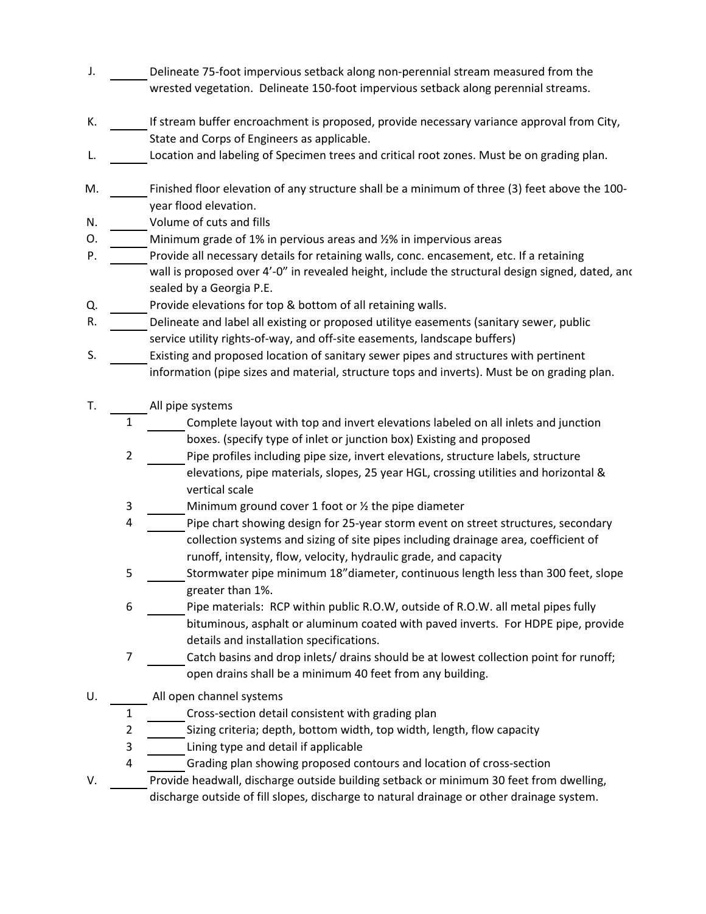J. ______ Delineate 75-foot impervious setback along non-perennial stream measured from the wrested vegetation. Delineate 150-foot impervious setback along perennial streams.

K. ______ If stream buffer encroachment is proposed, provide necessary variance approval from City, State and Corps of Engineers as applicable.

L. ______ Location and labeling of Specimen trees and critical root zones. Must be on grading plan.

M. ______ Finished floor elevation of any structure shall be a minimum of three (3) feet above the 100-year flood elevation.

N. ______ Volume of cuts and fills

O. ______ Minimum grade of 1% in pervious areas and ½% in impervious areas

P. ______ Provide all necessary details for retaining walls, conc. encasement, etc. If a retaining wall is proposed over 4'-0" in revealed height, include the structural design signed, dated, and sealed by a Georgia P.E.

Q. ______ Provide elevations for top & bottom of all retaining walls.

R. ______ Delineate and label all existing or proposed utilitye easements (sanitary sewer, public service utility rights-of-way, and off-site easements, landscape buffers)

S. ______ Existing and proposed location of sanitary sewer pipes and structures with pertinent information (pipe sizes and material, structure tops and inverts). Must be on grading plan.

T. ______ All pipe systems

   1 ______ Complete layout with top and invert elevations labeled on all inlets and junction boxes. (specify type of inlet or junction box) Existing and proposed

   2 ______ Pipe profiles including pipe size, invert elevations, structure labels, structure elevations, pipe materials, slopes, 25 year HGL, crossing utilities and horizontal & vertical scale

   3 ______ Minimum ground cover 1 foot or ½ the pipe diameter

   4 ______ Pipe chart showing design for 25-year storm event on street structures, secondary collection systems and sizing of site pipes including drainage area, coefficient of runoff, intensity, flow, velocity, hydraulic grade, and capacity

   5 ______ Stormwater pipe minimum 18"diameter, continuous length less than 300 feet, slope greater than 1%.

   6 ______ Pipe materials: RCP within public R.O.W, outside of R.O.W. all metal pipes fully bituminous, asphalt or aluminum coated with paved inverts. For HDPE pipe, provide details and installation specifications.

   7 ______ Catch basins and drop inlets/ drains should be at lowest collection point for runoff; open drains shall be a minimum 40 feet from any building.

U. ______ All open channel systems

   1 ______ Cross-section detail consistent with grading plan

   2 ______ Sizing criteria; depth, bottom width, top width, length, flow capacity

   3 ______ Lining type and detail if applicable

   4 ______ Grading plan showing proposed contours and location of cross-section

V. ______ Provide headwall, discharge outside building setback or minimum 30 feet from dwelling, discharge outside of fill slopes, discharge to natural drainage or other drainage system.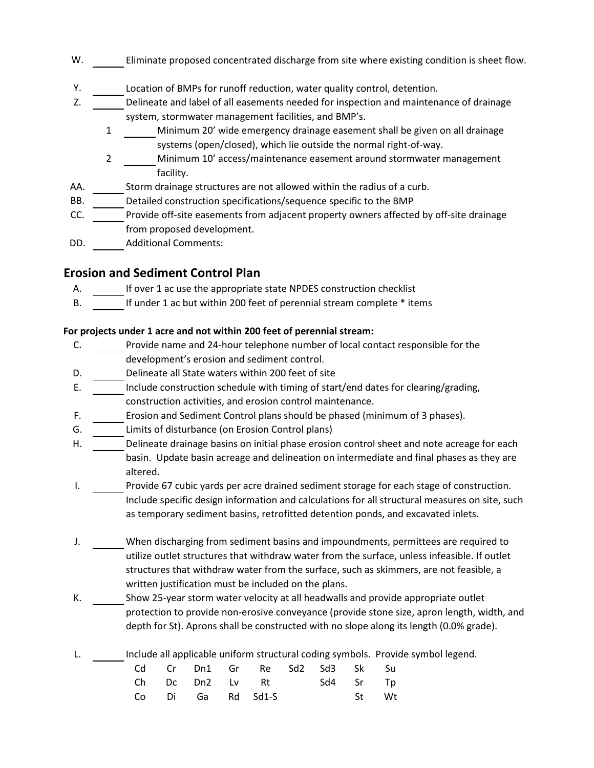W. ______ Eliminate proposed concentrated discharge from site where existing condition is sheet flow.

Y. ______ Location of BMPs for runoff reduction, water quality control, detention.

Z. ______ Delineate and label of all easements needed for inspection and maintenance of drainage system, stormwater management facilities, and BMP's.

1 ______ Minimum 20' wide emergency drainage easement shall be given on all drainage systems (open/closed), which lie outside the normal right-of-way.

2 ______ Minimum 10' access/maintenance easement around stormwater management facility.

AA. ______ Storm drainage structures are not allowed within the radius of a curb.

BB. ______ Detailed construction specifications/sequence specific to the BMP

CC. ______ Provide off-site easements from adjacent property owners affected by off-site drainage from proposed development.

DD. ______ Additional Comments:

## Erosion and Sediment Control Plan

A. ______ If over 1 ac use the appropriate state NPDES construction checklist

B. ______ If under 1 ac but within 200 feet of perennial stream complete * items

**For projects under 1 acre and not within 200 feet of perennial stream:**

C. ______ Provide name and 24-hour telephone number of local contact responsible for the development's erosion and sediment control.

D. ______ Delineate all State waters within 200 feet of site

E. ______ Include construction schedule with timing of start/end dates for clearing/grading, construction activities, and erosion control maintenance.

F. ______ Erosion and Sediment Control plans should be phased (minimum of 3 phases).

G. ______ Limits of disturbance (on Erosion Control plans)

H. ______ Delineate drainage basins on initial phase erosion control sheet and note acreage for each basin. Update basin acreage and delineation on intermediate and final phases as they are altered.

I. ______ Provide 67 cubic yards per acre drained sediment storage for each stage of construction. Include specific design information and calculations for all structural measures on site, such as temporary sediment basins, retrofitted detention ponds, and excavated inlets.

J. ______ When discharging from sediment basins and impoundments, permittees are required to utilize outlet structures that withdraw water from the surface, unless infeasible. If outlet structures that withdraw water from the surface, such as skimmers, are not feasible, a written justification must be included on the plans.

K. ______ Show 25-year storm water velocity at all headwalls and provide appropriate outlet protection to provide non-erosive conveyance (provide stone size, apron length, width, and depth for St). Aprons shall be constructed with no slope along its length (0.0% grade).

L. ______ Include all applicable uniform structural coding symbols. Provide symbol legend.

| | | | | | | | | |
|---|---|---|---|---|---|---|---|---|
| Cd | Cr | Dn1 | Gr | Re | Sd2 | Sd3 | Sk | Su |
| Ch | Dc | Dn2 | Lv | Rt | | Sd4 | Sr | Tp |
| Co | Di | Ga | Rd | Sd1-S | | | St | Wt |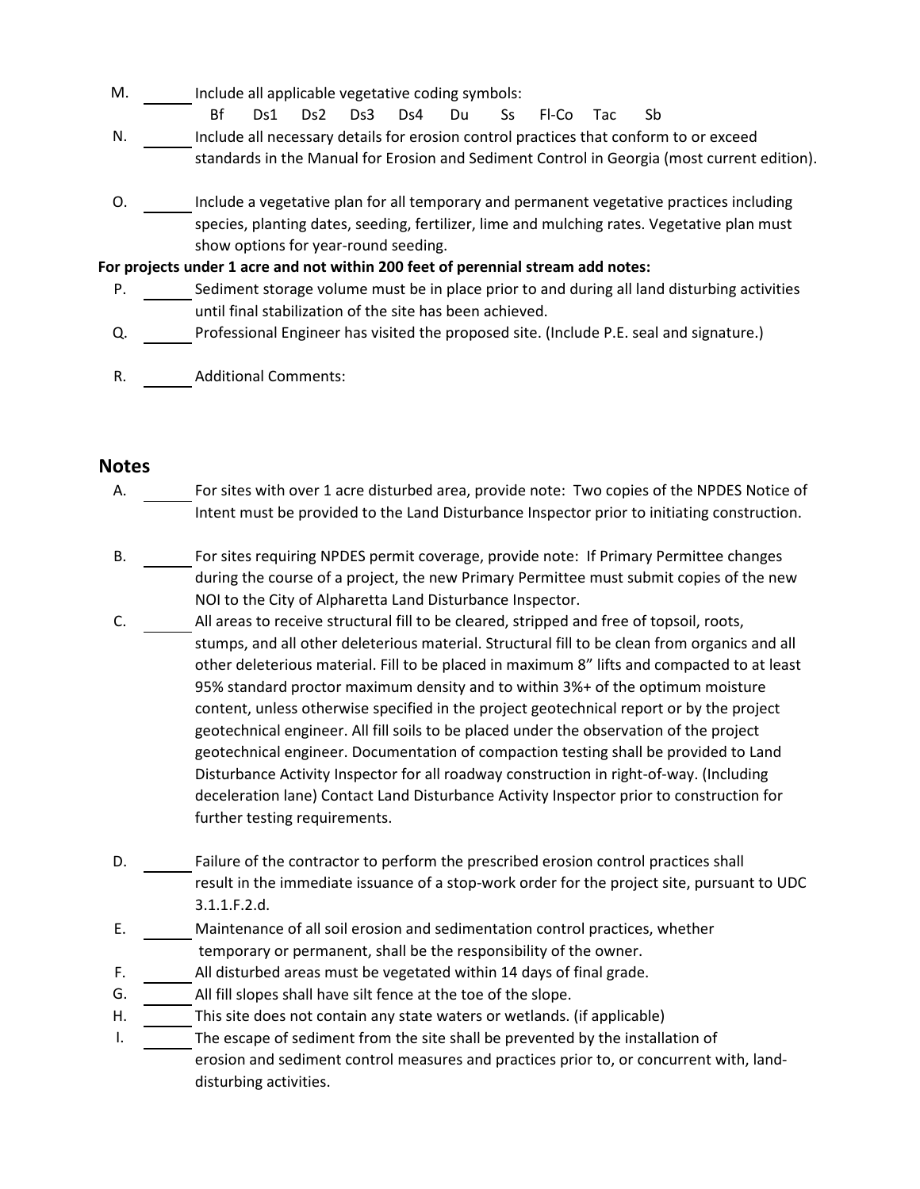M. ______ Include all applicable vegetative coding symbols:

Bf Ds1 Ds2 Ds3 Ds4 Du Ss Fl-Co Tac Sb

N. ______ Include all necessary details for erosion control practices that conform to or exceed standards in the Manual for Erosion and Sediment Control in Georgia (most current edition).

O. ______ Include a vegetative plan for all temporary and permanent vegetative practices including species, planting dates, seeding, fertilizer, lime and mulching rates. Vegetative plan must show options for year-round seeding.

**For projects under 1 acre and not within 200 feet of perennial stream add notes:**

P. ______ Sediment storage volume must be in place prior to and during all land disturbing activities until final stabilization of the site has been achieved.

Q. ______ Professional Engineer has visited the proposed site. (Include P.E. seal and signature.)

R. ______ Additional Comments:

## Notes

A. ______ For sites with over 1 acre disturbed area, provide note: Two copies of the NPDES Notice of Intent must be provided to the Land Disturbance Inspector prior to initiating construction.

B. ______ For sites requiring NPDES permit coverage, provide note: If Primary Permittee changes during the course of a project, the new Primary Permittee must submit copies of the new NOI to the City of Alpharetta Land Disturbance Inspector.

C. ______ All areas to receive structural fill to be cleared, stripped and free of topsoil, roots, stumps, and all other deleterious material. Structural fill to be clean from organics and all other deleterious material. Fill to be placed in maximum 8" lifts and compacted to at least 95% standard proctor maximum density and to within 3%+ of the optimum moisture content, unless otherwise specified in the project geotechnical report or by the project geotechnical engineer. All fill soils to be placed under the observation of the project geotechnical engineer. Documentation of compaction testing shall be provided to Land Disturbance Activity Inspector for all roadway construction in right-of-way. (Including deceleration lane) Contact Land Disturbance Activity Inspector prior to construction for further testing requirements.

D. ______ Failure of the contractor to perform the prescribed erosion control practices shall result in the immediate issuance of a stop-work order for the project site, pursuant to UDC 3.1.1.F.2.d.

E. ______ Maintenance of all soil erosion and sedimentation control practices, whether temporary or permanent, shall be the responsibility of the owner.

F. ______ All disturbed areas must be vegetated within 14 days of final grade.

G. ______ All fill slopes shall have silt fence at the toe of the slope.

H. ______ This site does not contain any state waters or wetlands. (if applicable)

I. ______ The escape of sediment from the site shall be prevented by the installation of erosion and sediment control measures and practices prior to, or concurrent with, land-disturbing activities.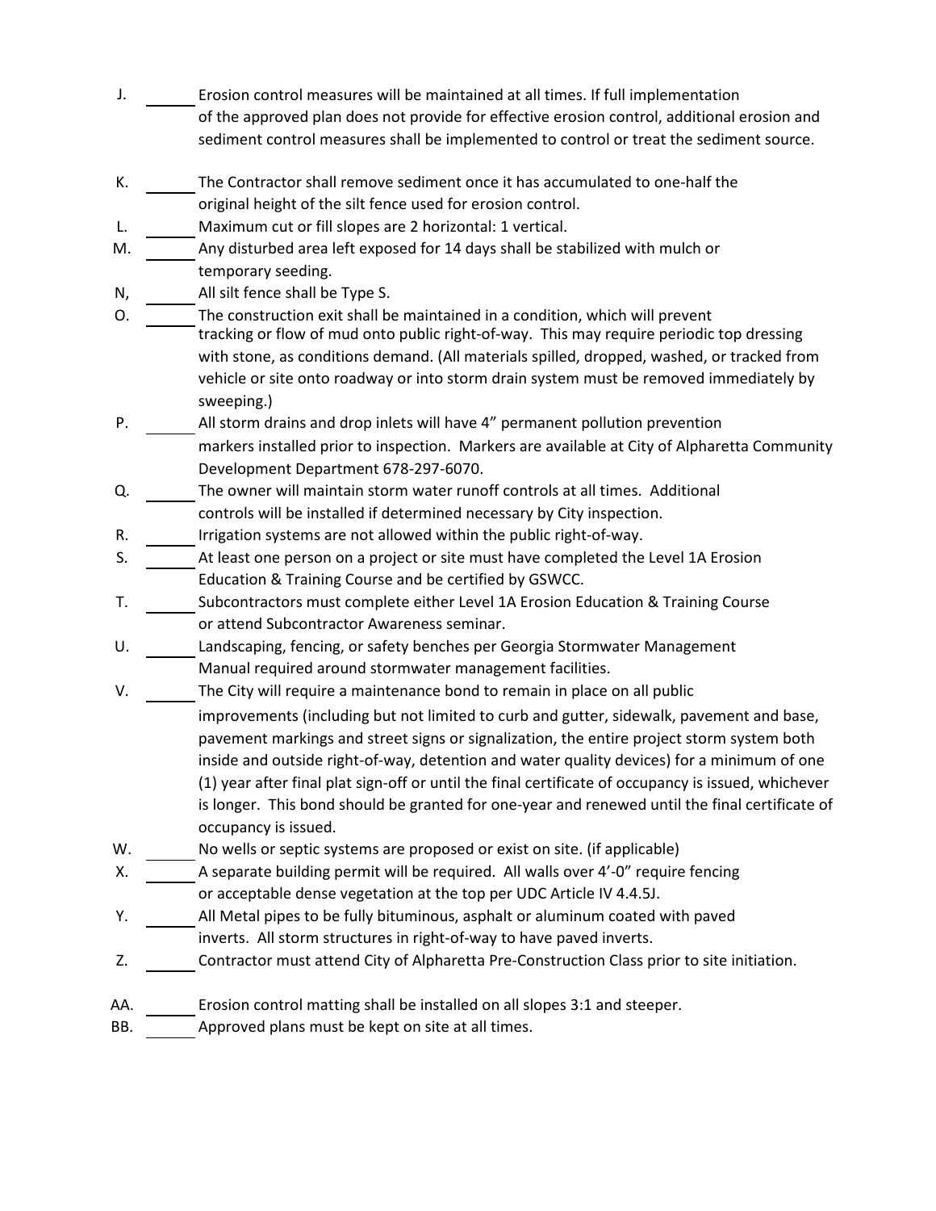J. ______ Erosion control measures will be maintained at all times. If full implementation of the approved plan does not provide for effective erosion control, additional erosion and sediment control measures shall be implemented to control or treat the sediment source.

K. ______ The Contractor shall remove sediment once it has accumulated to one-half the original height of the silt fence used for erosion control.

L. ______ Maximum cut or fill slopes are 2 horizontal: 1 vertical.

M. ______ Any disturbed area left exposed for 14 days shall be stabilized with mulch or temporary seeding.

N, ______ All silt fence shall be Type S.

O. ______ The construction exit shall be maintained in a condition, which will prevent tracking or flow of mud onto public right-of-way. This may require periodic top dressing with stone, as conditions demand. (All materials spilled, dropped, washed, or tracked from vehicle or site onto roadway or into storm drain system must be removed immediately by sweeping.)

P. ______ All storm drains and drop inlets will have 4" permanent pollution prevention markers installed prior to inspection. Markers are available at City of Alpharetta Community Development Department 678-297-6070.

Q. ______ The owner will maintain storm water runoff controls at all times. Additional controls will be installed if determined necessary by City inspection.

R. ______ Irrigation systems are not allowed within the public right-of-way.

S. ______ At least one person on a project or site must have completed the Level 1A Erosion Education & Training Course and be certified by GSWCC.

T. ______ Subcontractors must complete either Level 1A Erosion Education & Training Course or attend Subcontractor Awareness seminar.

U. ______ Landscaping, fencing, or safety benches per Georgia Stormwater Management Manual required around stormwater management facilities.

V. ______ The City will require a maintenance bond to remain in place on all public improvements (including but not limited to curb and gutter, sidewalk, pavement and base, pavement markings and street signs or signalization, the entire project storm system both inside and outside right-of-way, detention and water quality devices) for a minimum of one (1) year after final plat sign-off or until the final certificate of occupancy is issued, whichever is longer. This bond should be granted for one-year and renewed until the final certificate of occupancy is issued.

W. ______ No wells or septic systems are proposed or exist on site. (if applicable)

X. ______ A separate building permit will be required. All walls over 4'-0" require fencing or acceptable dense vegetation at the top per UDC Article IV 4.4.5J.

Y. ______ All Metal pipes to be fully bituminous, asphalt or aluminum coated with paved inverts. All storm structures in right-of-way to have paved inverts.

Z. ______ Contractor must attend City of Alpharetta Pre-Construction Class prior to site initiation.

AA. ______ Erosion control matting shall be installed on all slopes 3:1 and steeper.

BB. ______ Approved plans must be kept on site at all times.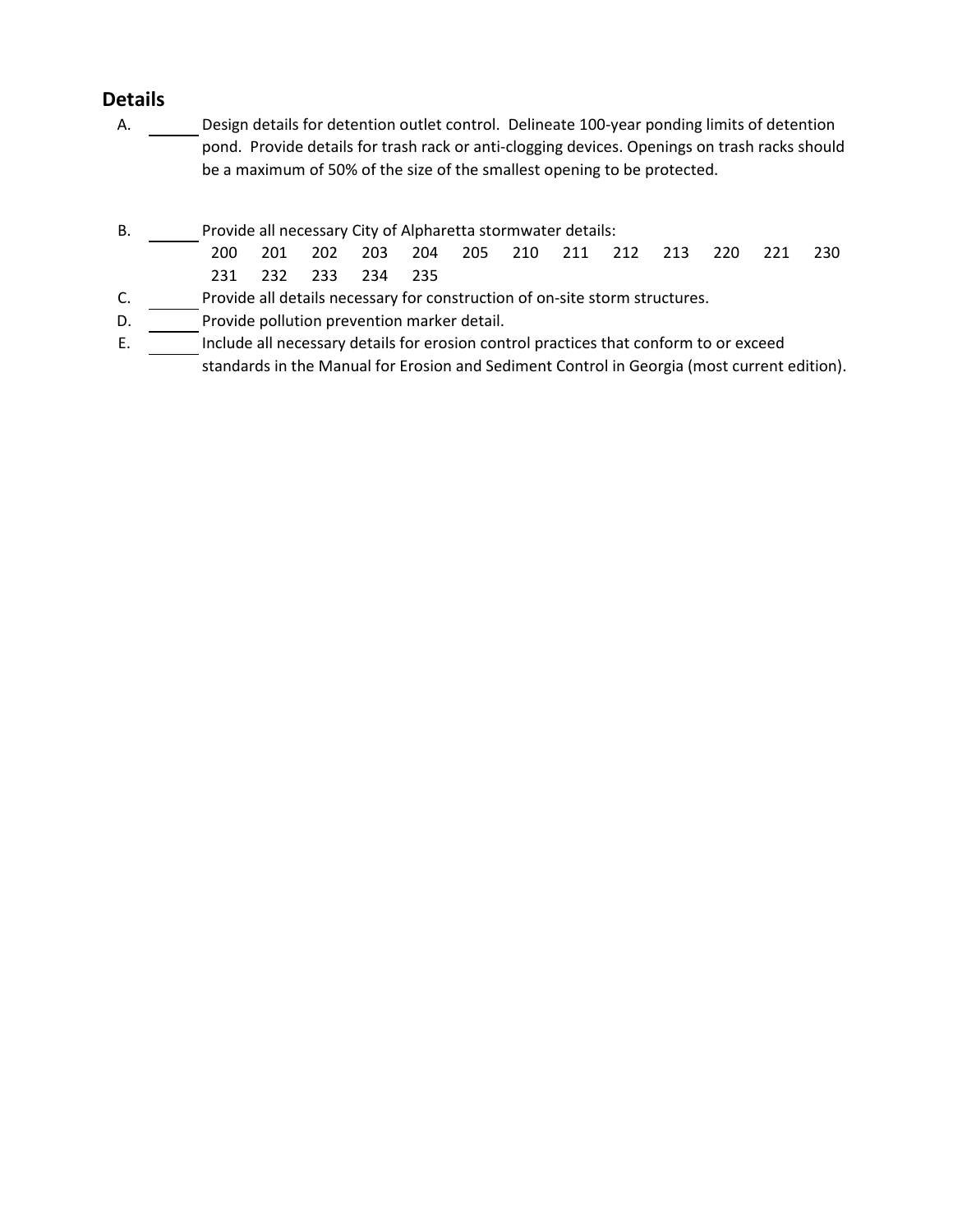## Details

A. ______ Design details for detention outlet control. Delineate 100-year ponding limits of detention pond. Provide details for trash rack or anti-clogging devices. Openings on trash racks should be a maximum of 50% of the size of the smallest opening to be protected.

B. ______ Provide all necessary City of Alpharetta stormwater details:
200 201 202 203 204 205 210 211 212 213 220 221 230
231 232 233 234 235

C. ______ Provide all details necessary for construction of on-site storm structures.

D. ______ Provide pollution prevention marker detail.

E. ______ Include all necessary details for erosion control practices that conform to or exceed standards in the Manual for Erosion and Sediment Control in Georgia (most current edition).